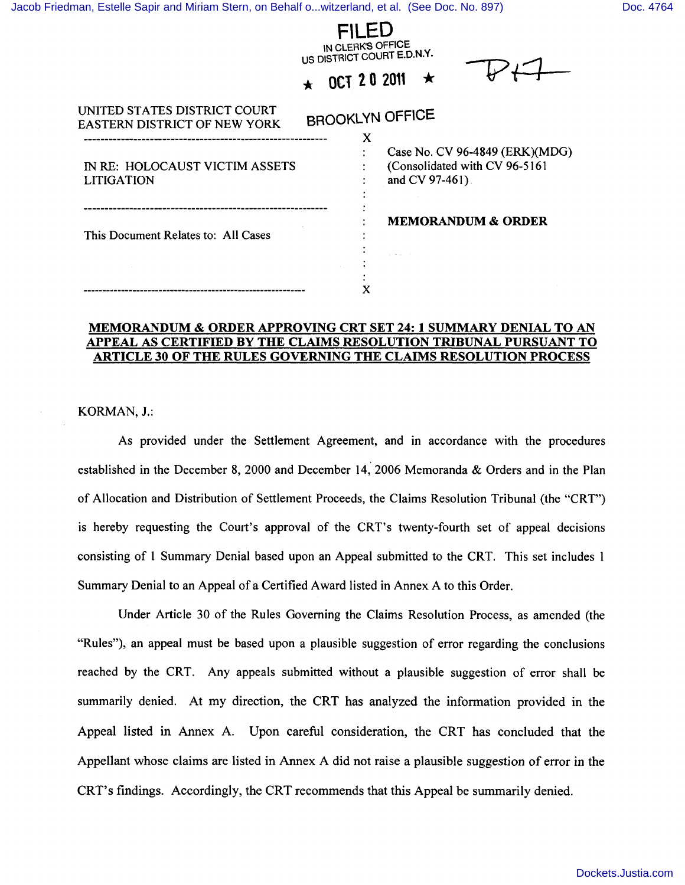FILED
IN CLERK'S OFFICE
US DISTRICT COURT E.D.N.Y.

★ OCT 20 2011 ★

BROOKLYN OFFICE

UNITED STATES DISTRICT COURT
EASTERN DISTRICT OF NEW YORK

| | | |
|---|---|---|
| IN RE: HOLOCAUST VICTIM ASSETS LITIGATION | : | Case No. CV 96-4849 (ERK)(MDG) (Consolidated with CV 96-5161 and CV 97-461) |
| This Document Relates to: All Cases | : | **MEMORANDUM & ORDER** |

**MEMORANDUM & ORDER APPROVING CRT SET 24: 1 SUMMARY DENIAL TO AN APPEAL AS CERTIFIED BY THE CLAIMS RESOLUTION TRIBUNAL PURSUANT TO ARTICLE 30 OF THE RULES GOVERNING THE CLAIMS RESOLUTION PROCESS**

KORMAN, J.:

As provided under the Settlement Agreement, and in accordance with the procedures established in the December 8, 2000 and December 14, 2006 Memoranda & Orders and in the Plan of Allocation and Distribution of Settlement Proceeds, the Claims Resolution Tribunal (the "CRT") is hereby requesting the Court's approval of the CRT's twenty-fourth set of appeal decisions consisting of 1 Summary Denial based upon an Appeal submitted to the CRT. This set includes 1 Summary Denial to an Appeal of a Certified Award listed in Annex A to this Order.

Under Article 30 of the Rules Governing the Claims Resolution Process, as amended (the "Rules"), an appeal must be based upon a plausible suggestion of error regarding the conclusions reached by the CRT. Any appeals submitted without a plausible suggestion of error shall be summarily denied. At my direction, the CRT has analyzed the information provided in the Appeal listed in Annex A. Upon careful consideration, the CRT has concluded that the Appellant whose claims are listed in Annex A did not raise a plausible suggestion of error in the CRT's findings. Accordingly, the CRT recommends that this Appeal be summarily denied.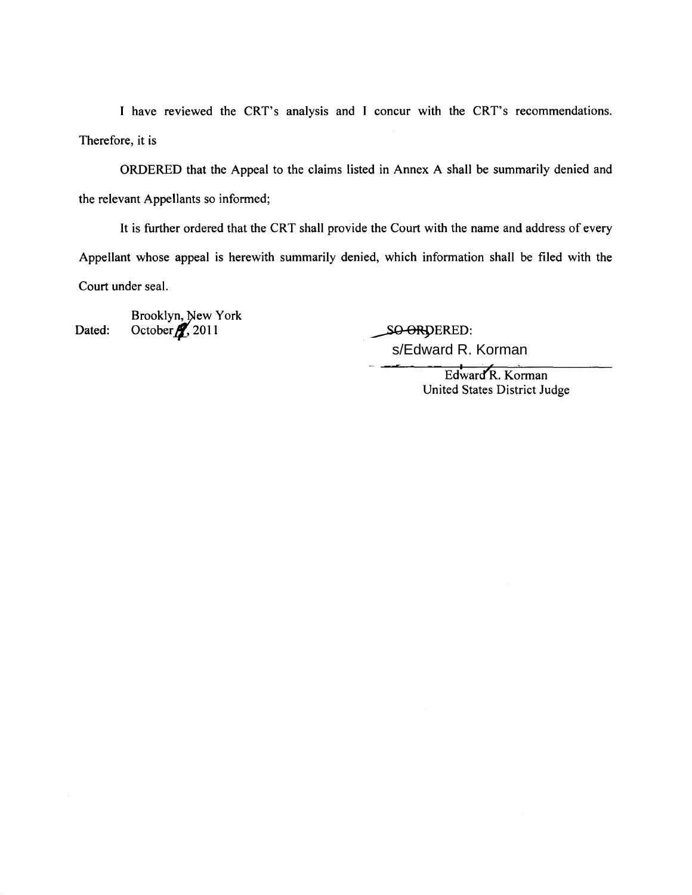I have reviewed the CRT's analysis and I concur with the CRT's recommendations. Therefore, it is

ORDERED that the Appeal to the claims listed in Annex A shall be summarily denied and the relevant Appellants so informed;

It is further ordered that the CRT shall provide the Court with the name and address of every Appellant whose appeal is herewith summarily denied, which information shall be filed with the Court under seal.

Dated: Brooklyn, New York
October 4, 2011

SO ORDERED:

s/Edward R. Korman

Edward R. Korman
United States District Judge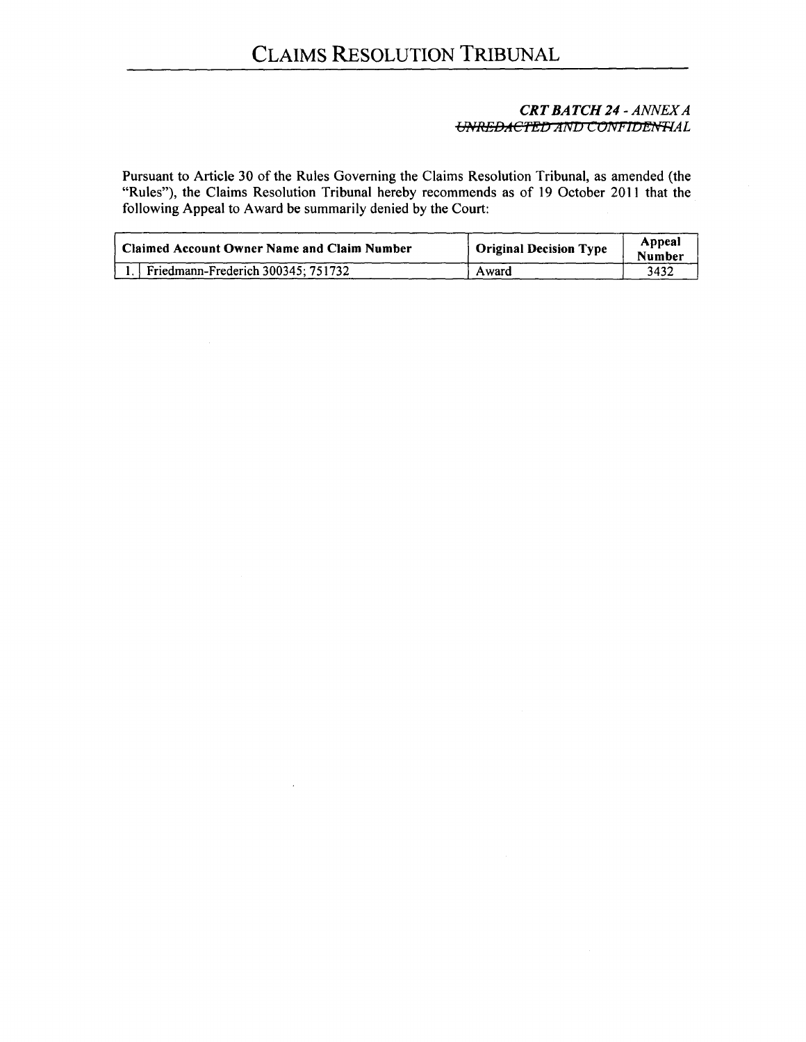# CLAIMS RESOLUTION TRIBUNAL

***CRT BATCH 24** - ANNEX A*
*~~UNREDACTED AND CONFIDENTIAL~~*

Pursuant to Article 30 of the Rules Governing the Claims Resolution Tribunal, as amended (the "Rules"), the Claims Resolution Tribunal hereby recommends as of 19 October 2011 that the following Appeal to Award be summarily denied by the Court:

| | Claimed Account Owner Name and Claim Number | Original Decision Type | Appeal Number |
|---|---|---|---|
| 1. | Friedmann-Frederich 300345; 751732 | Award | 3432 |